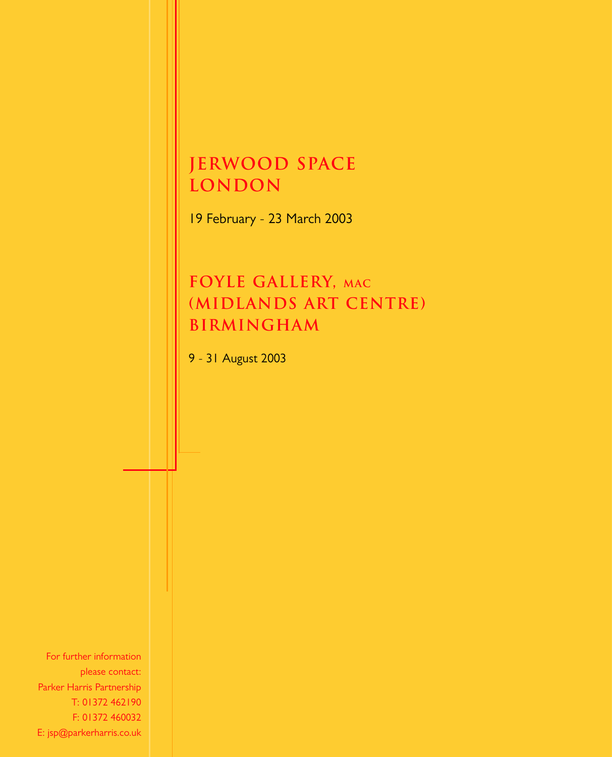## JERWOOD SPACE LONDON

19 February - 23 March 2003

## FOYLE GALLERY, MAC (MIDLANDS ART CENTRE) BIRMINGHAM

9 - 31 August 2003

For further information
please contact:
Parker Harris Partnership
T: 01372 462190
F: 01372 460032
E: jsp@parkerharris.co.uk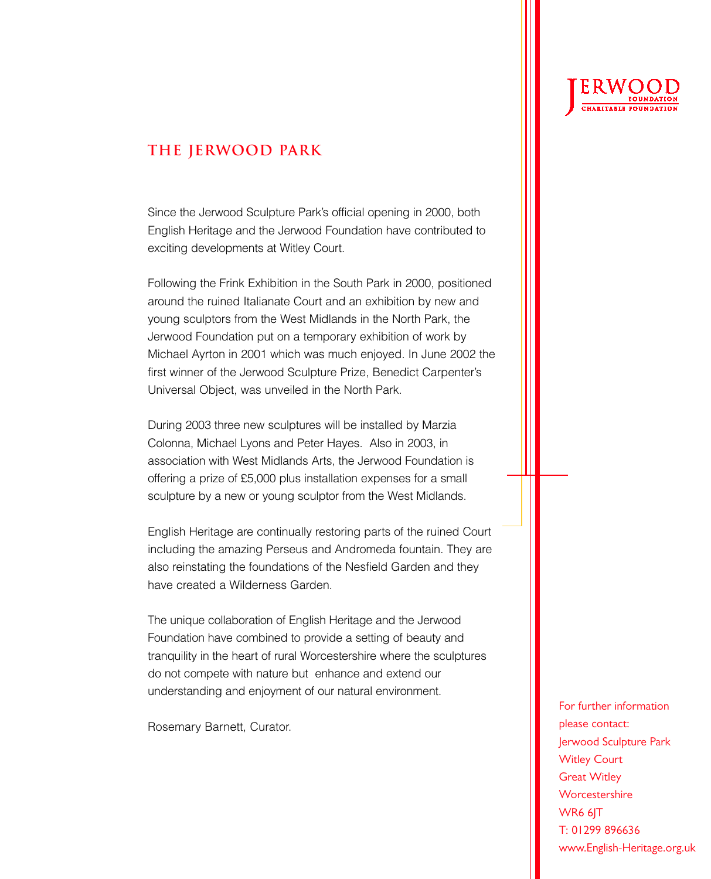JERWOOD
FOUNDATION
CHARITABLE FOUNDATION

## THE JERWOOD PARK

Since the Jerwood Sculpture Park's official opening in 2000, both English Heritage and the Jerwood Foundation have contributed to exciting developments at Witley Court.

Following the Frink Exhibition in the South Park in 2000, positioned around the ruined Italianate Court and an exhibition by new and young sculptors from the West Midlands in the North Park, the Jerwood Foundation put on a temporary exhibition of work by Michael Ayrton in 2001 which was much enjoyed. In June 2002 the first winner of the Jerwood Sculpture Prize, Benedict Carpenter's Universal Object, was unveiled in the North Park.

During 2003 three new sculptures will be installed by Marzia Colonna, Michael Lyons and Peter Hayes. Also in 2003, in association with West Midlands Arts, the Jerwood Foundation is offering a prize of £5,000 plus installation expenses for a small sculpture by a new or young sculptor from the West Midlands.

English Heritage are continually restoring parts of the ruined Court including the amazing Perseus and Andromeda fountain. They are also reinstating the foundations of the Nesfield Garden and they have created a Wilderness Garden.

The unique collaboration of English Heritage and the Jerwood Foundation have combined to provide a setting of beauty and tranquility in the heart of rural Worcestershire where the sculptures do not compete with nature but enhance and extend our understanding and enjoyment of our natural environment.

Rosemary Barnett, Curator.

For further information please contact:
Jerwood Sculpture Park
Witley Court
Great Witley
Worcestershire
WR6 6JT
T: 01299 896636
www.English-Heritage.org.uk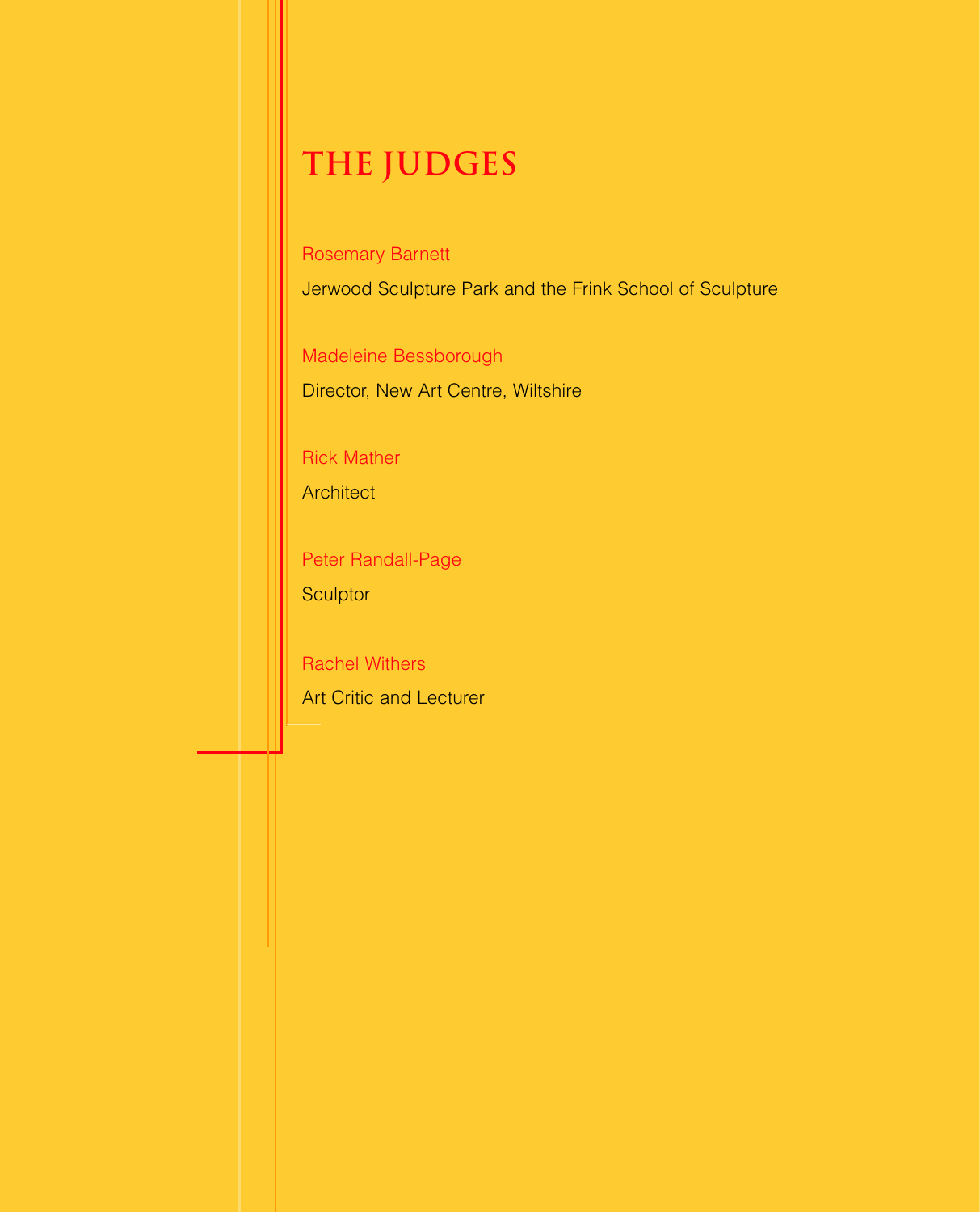# THE JUDGES

Rosemary Barnett

Jerwood Sculpture Park and the Frink School of Sculpture

Madeleine Bessborough

Director, New Art Centre, Wiltshire

Rick Mather

Architect

Peter Randall-Page

Sculptor

Rachel Withers

Art Critic and Lecturer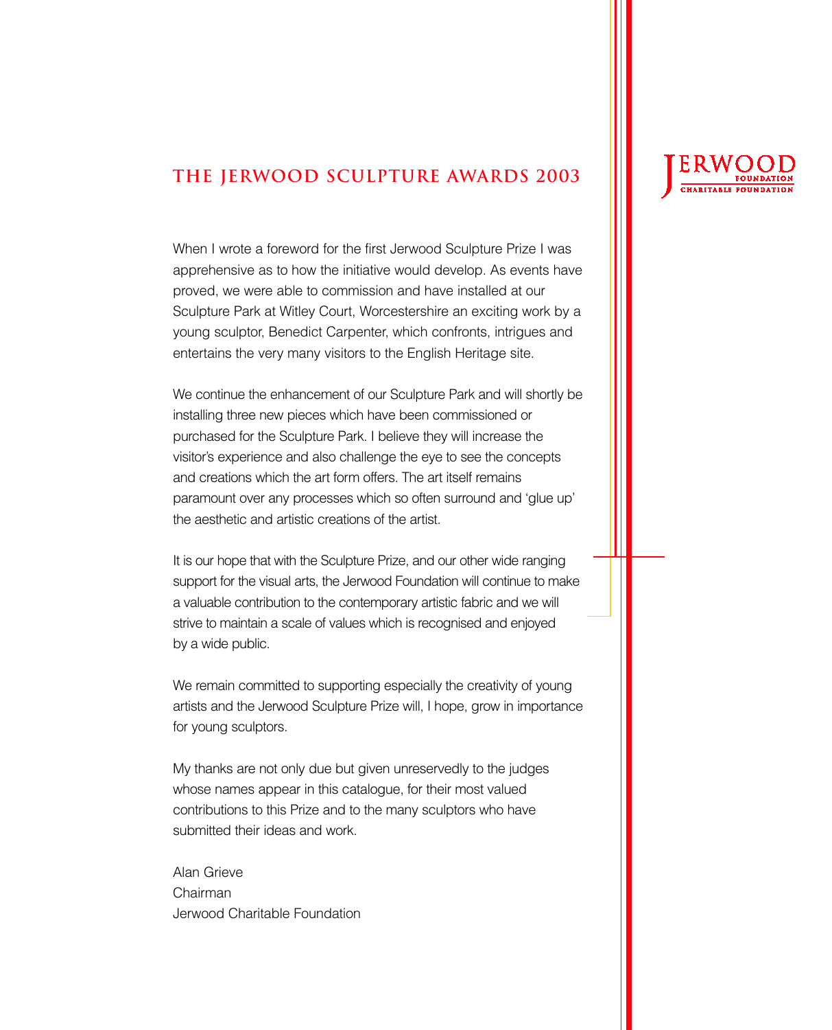# THE JERWOOD SCULPTURE AWARDS 2003

When I wrote a foreword for the first Jerwood Sculpture Prize I was apprehensive as to how the initiative would develop. As events have proved, we were able to commission and have installed at our Sculpture Park at Witley Court, Worcestershire an exciting work by a young sculptor, Benedict Carpenter, which confronts, intrigues and entertains the very many visitors to the English Heritage site.

We continue the enhancement of our Sculpture Park and will shortly be installing three new pieces which have been commissioned or purchased for the Sculpture Park. I believe they will increase the visitor's experience and also challenge the eye to see the concepts and creations which the art form offers. The art itself remains paramount over any processes which so often surround and 'glue up' the aesthetic and artistic creations of the artist.

It is our hope that with the Sculpture Prize, and our other wide ranging support for the visual arts, the Jerwood Foundation will continue to make a valuable contribution to the contemporary artistic fabric and we will strive to maintain a scale of values which is recognised and enjoyed by a wide public.

We remain committed to supporting especially the creativity of young artists and the Jerwood Sculpture Prize will, I hope, grow in importance for young sculptors.

My thanks are not only due but given unreservedly to the judges whose names appear in this catalogue, for their most valued contributions to this Prize and to the many sculptors who have submitted their ideas and work.

Alan Grieve
Chairman
Jerwood Charitable Foundation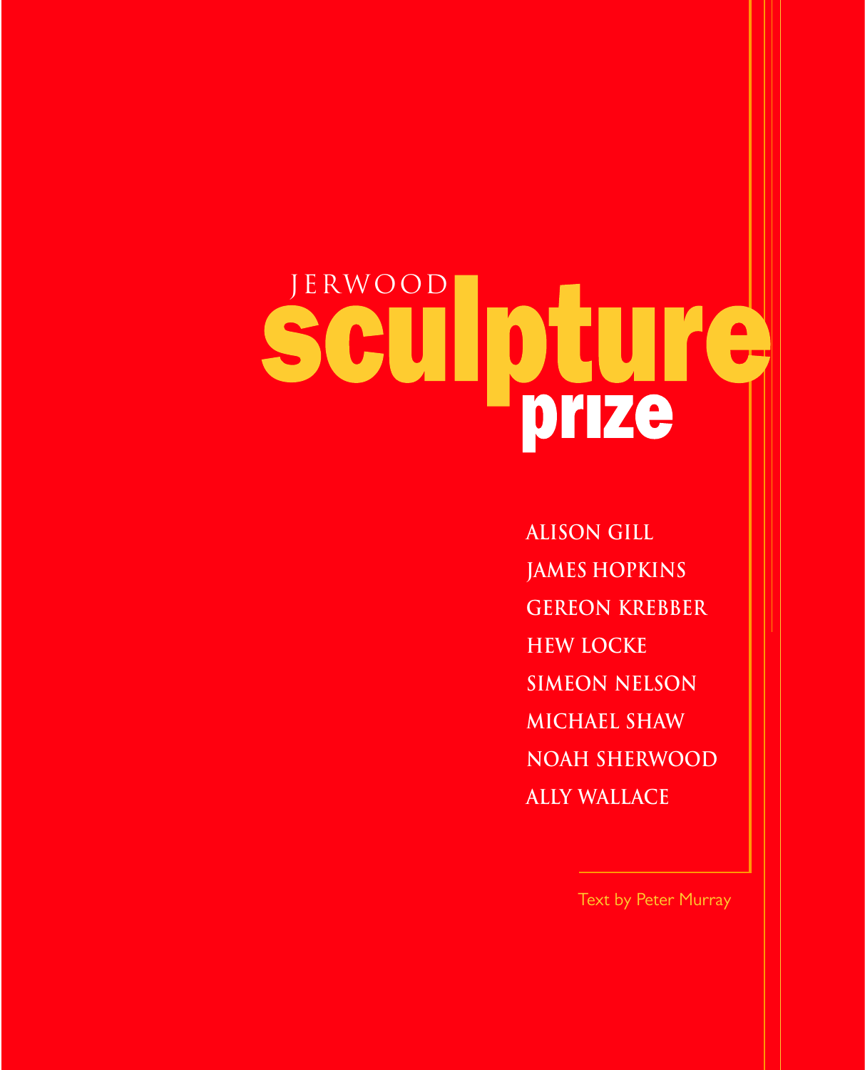# JERWOOD sculpture prize

ALISON GILL
JAMES HOPKINS
GEREON KREBBER
HEW LOCKE
SIMEON NELSON
MICHAEL SHAW
NOAH SHERWOOD
ALLY WALLACE

Text by Peter Murray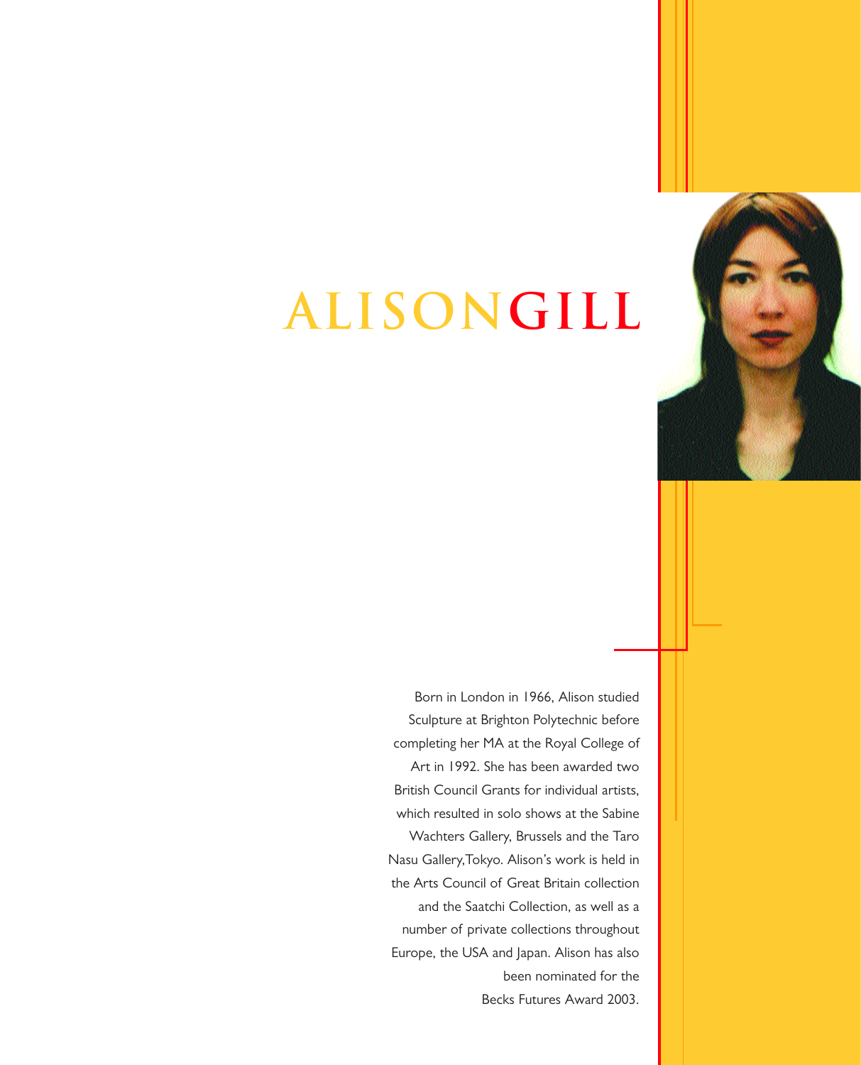# ALISON GILL

Born in London in 1966, Alison studied Sculpture at Brighton Polytechnic before completing her MA at the Royal College of Art in 1992. She has been awarded two British Council Grants for individual artists, which resulted in solo shows at the Sabine Wachters Gallery, Brussels and the Taro Nasu Gallery,Tokyo. Alison's work is held in the Arts Council of Great Britain collection and the Saatchi Collection, as well as a number of private collections throughout Europe, the USA and Japan. Alison has also been nominated for the Becks Futures Award 2003.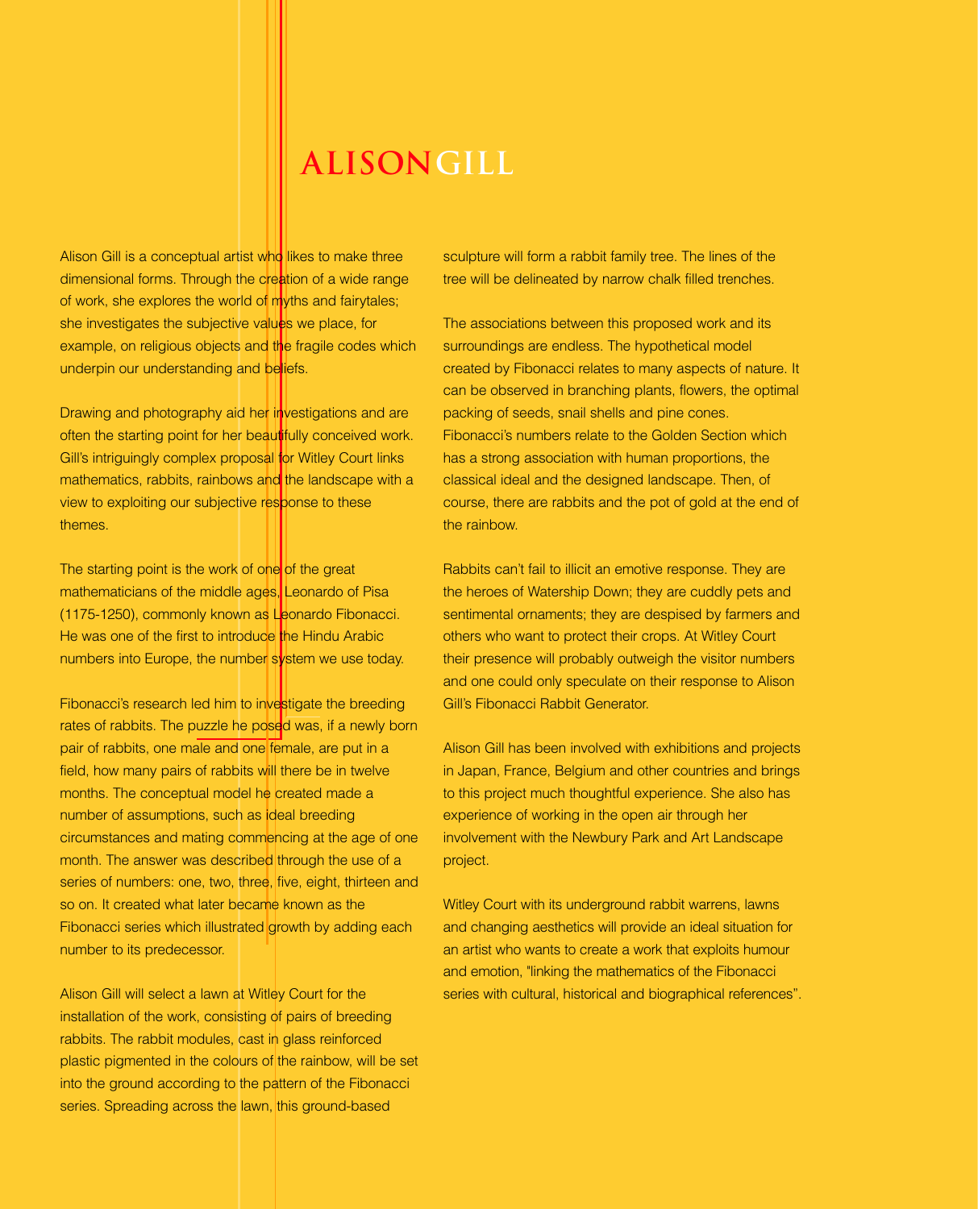# ALISON GILL

Alison Gill is a conceptual artist who likes to make three dimensional forms. Through the creation of a wide range of work, she explores the world of myths and fairytales; she investigates the subjective values we place, for example, on religious objects and the fragile codes which underpin our understanding and beliefs.

Drawing and photography aid her investigations and are often the starting point for her beautifully conceived work. Gill's intriguingly complex proposal for Witley Court links mathematics, rabbits, rainbows and the landscape with a view to exploiting our subjective response to these themes.

The starting point is the work of one of the great mathematicians of the middle ages, Leonardo of Pisa (1175-1250), commonly known as Leonardo Fibonacci. He was one of the first to introduce the Hindu Arabic numbers into Europe, the number system we use today.

Fibonacci's research led him to investigate the breeding rates of rabbits. The puzzle he posed was, if a newly born pair of rabbits, one male and one female, are put in a field, how many pairs of rabbits will there be in twelve months. The conceptual model he created made a number of assumptions, such as ideal breeding circumstances and mating commencing at the age of one month. The answer was described through the use of a series of numbers: one, two, three, five, eight, thirteen and so on. It created what later became known as the Fibonacci series which illustrated growth by adding each number to its predecessor.

Alison Gill will select a lawn at Witley Court for the installation of the work, consisting of pairs of breeding rabbits. The rabbit modules, cast in glass reinforced plastic pigmented in the colours of the rainbow, will be set into the ground according to the pattern of the Fibonacci series. Spreading across the lawn, this ground-based sculpture will form a rabbit family tree. The lines of the tree will be delineated by narrow chalk filled trenches.

The associations between this proposed work and its surroundings are endless. The hypothetical model created by Fibonacci relates to many aspects of nature. It can be observed in branching plants, flowers, the optimal packing of seeds, snail shells and pine cones. Fibonacci's numbers relate to the Golden Section which has a strong association with human proportions, the classical ideal and the designed landscape. Then, of course, there are rabbits and the pot of gold at the end of the rainbow.

Rabbits can't fail to illicit an emotive response. They are the heroes of Watership Down; they are cuddly pets and sentimental ornaments; they are despised by farmers and others who want to protect their crops. At Witley Court their presence will probably outweigh the visitor numbers and one could only speculate on their response to Alison Gill's Fibonacci Rabbit Generator.

Alison Gill has been involved with exhibitions and projects in Japan, France, Belgium and other countries and brings to this project much thoughtful experience. She also has experience of working in the open air through her involvement with the Newbury Park and Art Landscape project.

Witley Court with its underground rabbit warrens, lawns and changing aesthetics will provide an ideal situation for an artist who wants to create a work that exploits humour and emotion, "linking the mathematics of the Fibonacci series with cultural, historical and biographical references".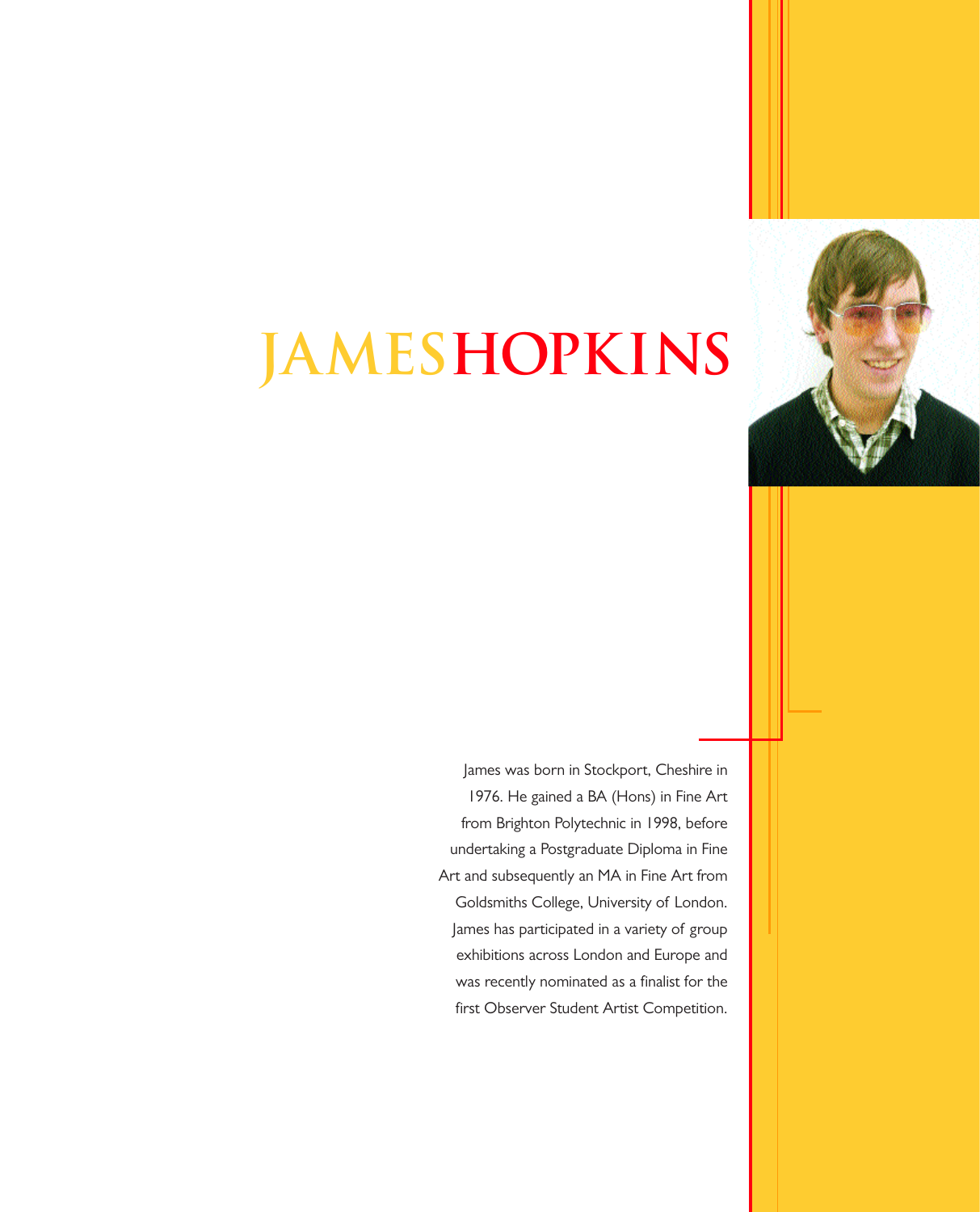# JAMES HOPKINS

James was born in Stockport, Cheshire in 1976. He gained a BA (Hons) in Fine Art from Brighton Polytechnic in 1998, before undertaking a Postgraduate Diploma in Fine Art and subsequently an MA in Fine Art from Goldsmiths College, University of London. James has participated in a variety of group exhibitions across London and Europe and was recently nominated as a finalist for the first Observer Student Artist Competition.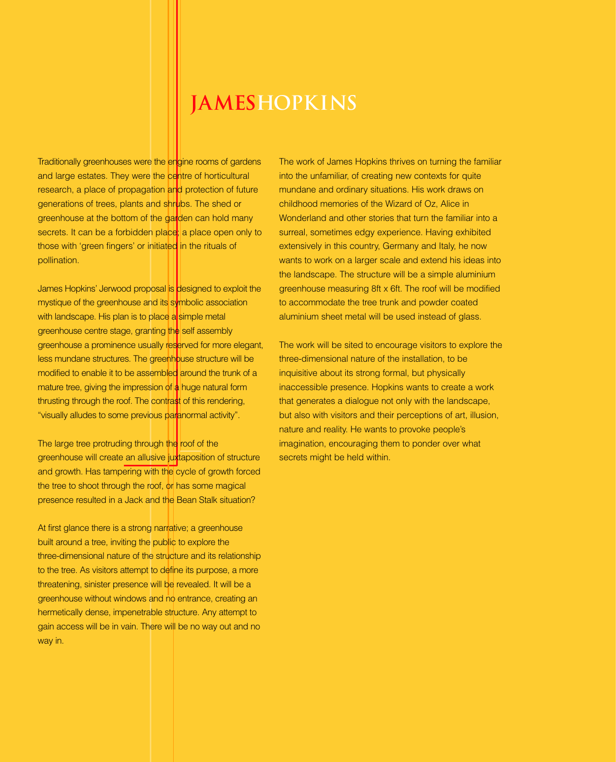# JAMESHOPKINS

Traditionally greenhouses were the engine rooms of gardens and large estates. They were the centre of horticultural research, a place of propagation and protection of future generations of trees, plants and shrubs. The shed or greenhouse at the bottom of the garden can hold many secrets. It can be a forbidden place; a place open only to those with 'green fingers' or initiated in the rituals of pollination.

James Hopkins' Jerwood proposal is designed to exploit the mystique of the greenhouse and its symbolic association with landscape. His plan is to place a simple metal greenhouse centre stage, granting the self assembly greenhouse a prominence usually reserved for more elegant, less mundane structures. The greenhouse structure will be modified to enable it to be assembled around the trunk of a mature tree, giving the impression of a huge natural form thrusting through the roof. The contrast of this rendering, "visually alludes to some previous paranormal activity".

The large tree protruding through the roof of the greenhouse will create an allusive juxtaposition of structure and growth. Has tampering with the cycle of growth forced the tree to shoot through the roof, or has some magical presence resulted in a Jack and the Bean Stalk situation?

At first glance there is a strong narrative; a greenhouse built around a tree, inviting the public to explore the three-dimensional nature of the structure and its relationship to the tree. As visitors attempt to define its purpose, a more threatening, sinister presence will be revealed. It will be a greenhouse without windows and no entrance, creating an hermetically dense, impenetrable structure. Any attempt to gain access will be in vain. There will be no way out and no way in.

The work of James Hopkins thrives on turning the familiar into the unfamiliar, of creating new contexts for quite mundane and ordinary situations. His work draws on childhood memories of the Wizard of Oz, Alice in Wonderland and other stories that turn the familiar into a surreal, sometimes edgy experience. Having exhibited extensively in this country, Germany and Italy, he now wants to work on a larger scale and extend his ideas into the landscape. The structure will be a simple aluminium greenhouse measuring 8ft x 6ft. The roof will be modified to accommodate the tree trunk and powder coated aluminium sheet metal will be used instead of glass.

The work will be sited to encourage visitors to explore the three-dimensional nature of the installation, to be inquisitive about its strong formal, but physically inaccessible presence. Hopkins wants to create a work that generates a dialogue not only with the landscape, but also with visitors and their perceptions of art, illusion, nature and reality. He wants to provoke people's imagination, encouraging them to ponder over what secrets might be held within.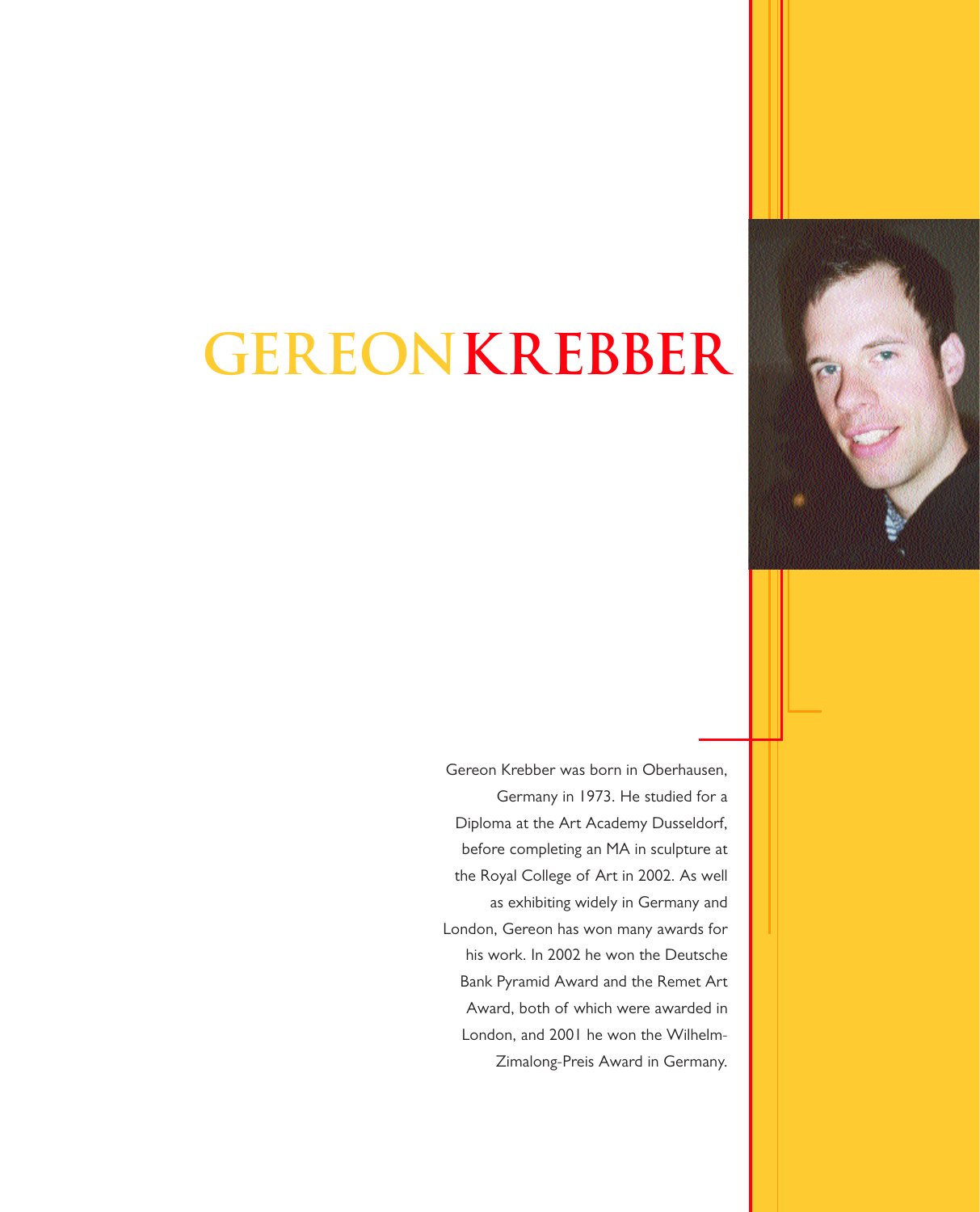# GEREON KREBBER

Gereon Krebber was born in Oberhausen, Germany in 1973. He studied for a Diploma at the Art Academy Dusseldorf, before completing an MA in sculpture at the Royal College of Art in 2002. As well as exhibiting widely in Germany and London, Gereon has won many awards for his work. In 2002 he won the Deutsche Bank Pyramid Award and the Remet Art Award, both of which were awarded in London, and 2001 he won the Wilhelm-Zimalong-Preis Award in Germany.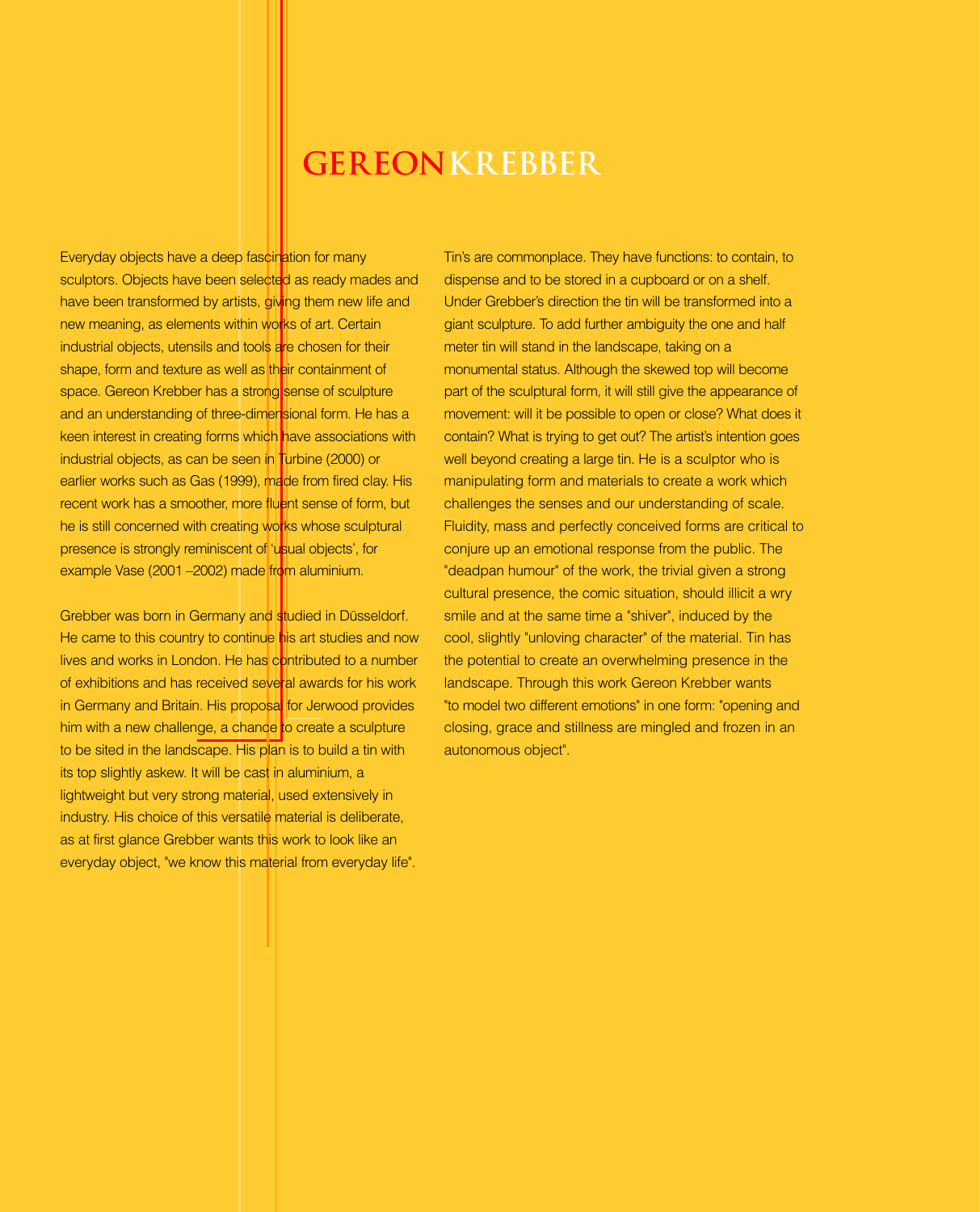# GEREON KREBBER

Everyday objects have a deep fascination for many sculptors. Objects have been selected as ready mades and have been transformed by artists, giving them new life and new meaning, as elements within works of art. Certain industrial objects, utensils and tools are chosen for their shape, form and texture as well as their containment of space. Gereon Krebber has a strong sense of sculpture and an understanding of three-dimensional form. He has a keen interest in creating forms which have associations with industrial objects, as can be seen in Turbine (2000) or earlier works such as Gas (1999), made from fired clay. His recent work has a smoother, more fluent sense of form, but he is still concerned with creating works whose sculptural presence is strongly reminiscent of 'usual objects', for example Vase (2001 –2002) made from aluminium.

Grebber was born in Germany and studied in Düsseldorf. He came to this country to continue his art studies and now lives and works in London. He has contributed to a number of exhibitions and has received several awards for his work in Germany and Britain. His proposal for Jerwood provides him with a new challenge, a chance to create a sculpture to be sited in the landscape. His plan is to build a tin with its top slightly askew. It will be cast in aluminium, a lightweight but very strong material, used extensively in industry. His choice of this versatile material is deliberate, as at first glance Grebber wants this work to look like an everyday object, "we know this material from everyday life".

Tin's are commonplace. They have functions: to contain, to dispense and to be stored in a cupboard or on a shelf. Under Grebber's direction the tin will be transformed into a giant sculpture. To add further ambiguity the one and half meter tin will stand in the landscape, taking on a monumental status. Although the skewed top will become part of the sculptural form, it will still give the appearance of movement: will it be possible to open or close? What does it contain? What is trying to get out? The artist's intention goes well beyond creating a large tin. He is a sculptor who is manipulating form and materials to create a work which challenges the senses and our understanding of scale. Fluidity, mass and perfectly conceived forms are critical to conjure up an emotional response from the public. The "deadpan humour" of the work, the trivial given a strong cultural presence, the comic situation, should illicit a wry smile and at the same time a "shiver", induced by the cool, slightly "unloving character" of the material. Tin has the potential to create an overwhelming presence in the landscape. Through this work Gereon Krebber wants "to model two different emotions" in one form: "opening and closing, grace and stillness are mingled and frozen in an autonomous object".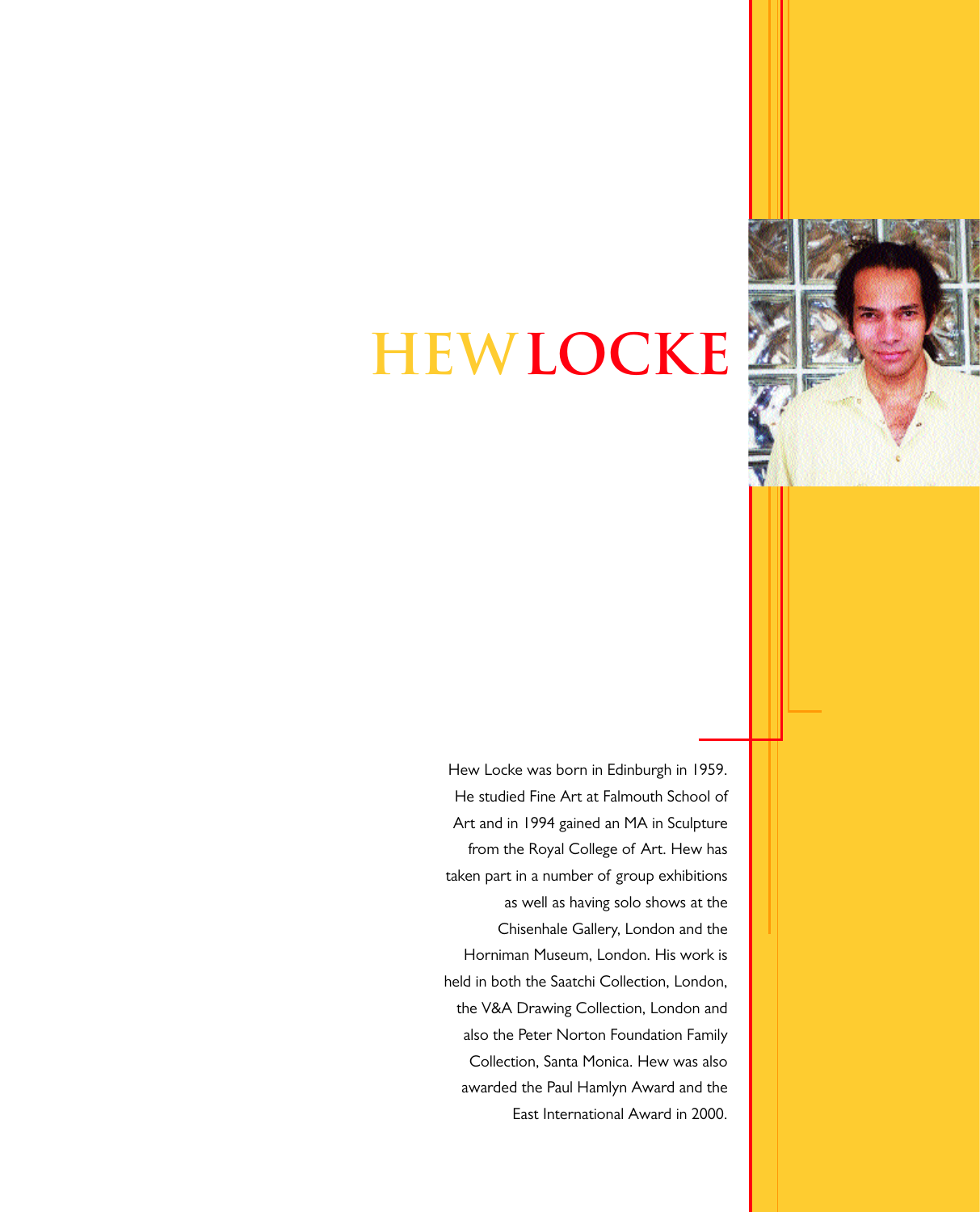# HEW LOCKE

Hew Locke was born in Edinburgh in 1959. He studied Fine Art at Falmouth School of Art and in 1994 gained an MA in Sculpture from the Royal College of Art. Hew has taken part in a number of group exhibitions as well as having solo shows at the Chisenhale Gallery, London and the Horniman Museum, London. His work is held in both the Saatchi Collection, London, the V&A Drawing Collection, London and also the Peter Norton Foundation Family Collection, Santa Monica. Hew was also awarded the Paul Hamlyn Award and the East International Award in 2000.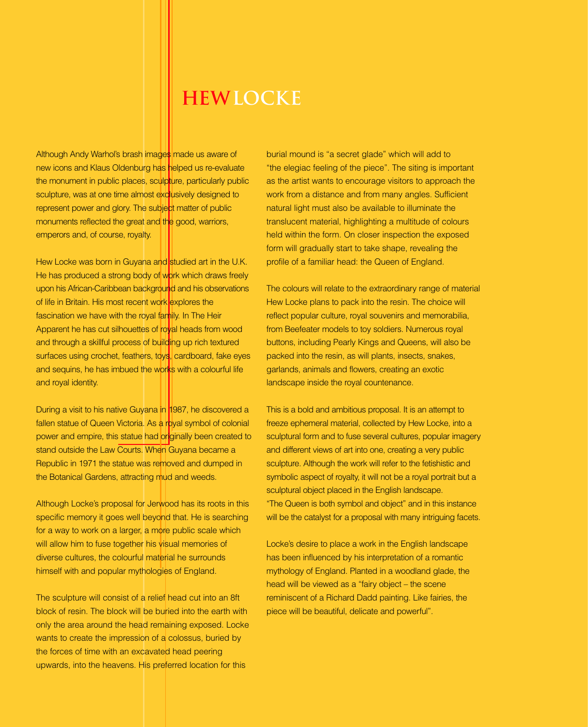# HEW LOCKE

Although Andy Warhol's brash images made us aware of new icons and Klaus Oldenburg has helped us re-evaluate the monument in public places, sculpture, particularly public sculpture, was at one time almost exclusively designed to represent power and glory. The subject matter of public monuments reflected the great and the good, warriors, emperors and, of course, royalty.

Hew Locke was born in Guyana and studied art in the U.K. He has produced a strong body of work which draws freely upon his African-Caribbean background and his observations of life in Britain. His most recent work explores the fascination we have with the royal family. In The Heir Apparent he has cut silhouettes of royal heads from wood and through a skillful process of building up rich textured surfaces using crochet, feathers, toys, cardboard, fake eyes and sequins, he has imbued the works with a colourful life and royal identity.

During a visit to his native Guyana in 1987, he discovered a fallen statue of Queen Victoria. As a royal symbol of colonial power and empire, this statue had originally been created to stand outside the Law Courts. When Guyana became a Republic in 1971 the statue was removed and dumped in the Botanical Gardens, attracting mud and weeds.

Although Locke's proposal for Jerwood has its roots in this specific memory it goes well beyond that. He is searching for a way to work on a larger, a more public scale which will allow him to fuse together his visual memories of diverse cultures, the colourful material he surrounds himself with and popular mythologies of England.

The sculpture will consist of a relief head cut into an 8ft block of resin. The block will be buried into the earth with only the area around the head remaining exposed. Locke wants to create the impression of a colossus, buried by the forces of time with an excavated head peering upwards, into the heavens. His preferred location for this burial mound is "a secret glade" which will add to "the elegiac feeling of the piece". The siting is important as the artist wants to encourage visitors to approach the work from a distance and from many angles. Sufficient natural light must also be available to illuminate the translucent material, highlighting a multitude of colours held within the form. On closer inspection the exposed form will gradually start to take shape, revealing the profile of a familiar head: the Queen of England.

The colours will relate to the extraordinary range of material Hew Locke plans to pack into the resin. The choice will reflect popular culture, royal souvenirs and memorabilia, from Beefeater models to toy soldiers. Numerous royal buttons, including Pearly Kings and Queens, will also be packed into the resin, as will plants, insects, snakes, garlands, animals and flowers, creating an exotic landscape inside the royal countenance.

This is a bold and ambitious proposal. It is an attempt to freeze ephemeral material, collected by Hew Locke, into a sculptural form and to fuse several cultures, popular imagery and different views of art into one, creating a very public sculpture. Although the work will refer to the fetishistic and symbolic aspect of royalty, it will not be a royal portrait but a sculptural object placed in the English landscape. "The Queen is both symbol and object" and in this instance will be the catalyst for a proposal with many intriguing facets.

Locke's desire to place a work in the English landscape has been influenced by his interpretation of a romantic mythology of England. Planted in a woodland glade, the head will be viewed as a "fairy object – the scene reminiscent of a Richard Dadd painting. Like fairies, the piece will be beautiful, delicate and powerful".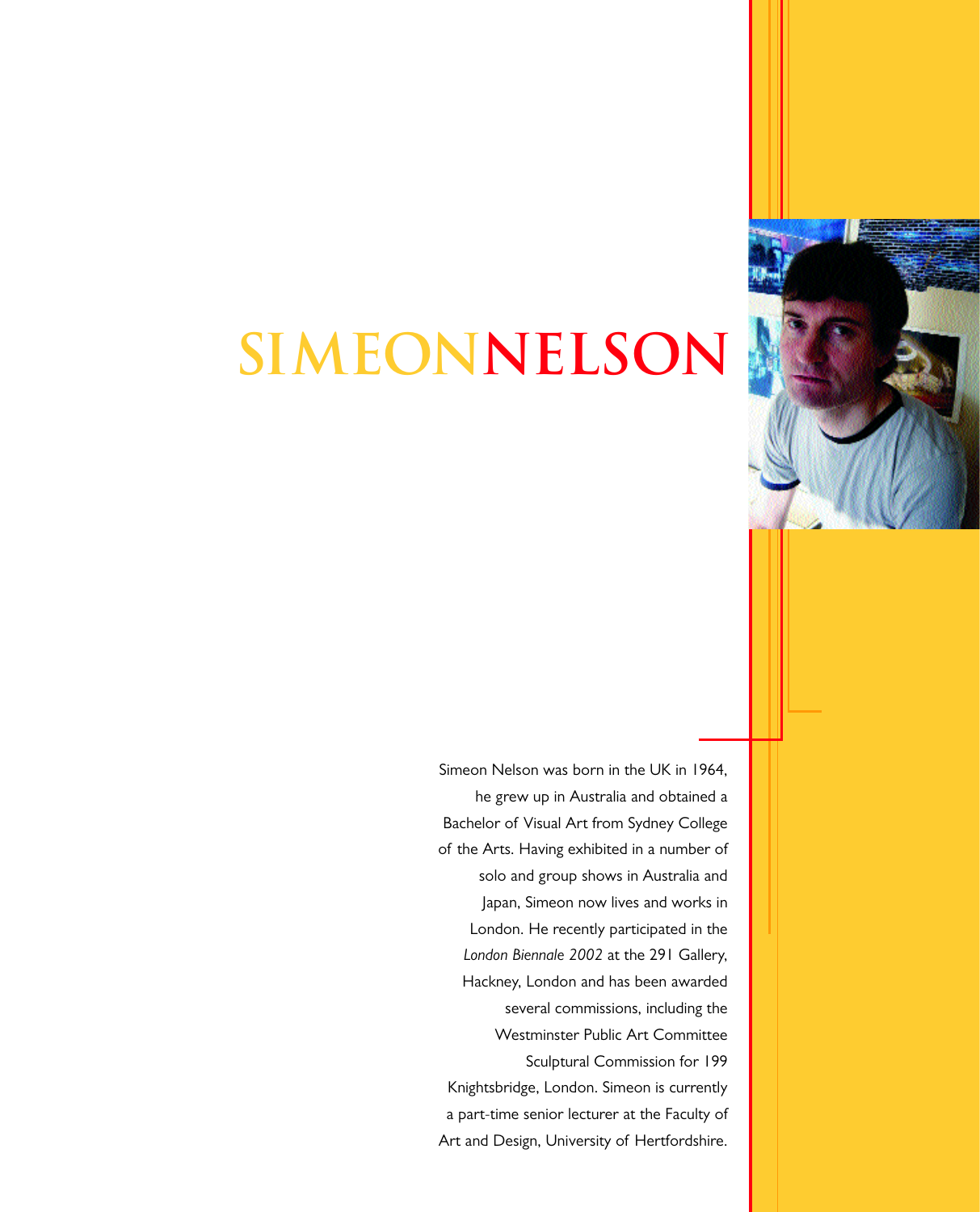# SIMEON NELSON

Simeon Nelson was born in the UK in 1964, he grew up in Australia and obtained a Bachelor of Visual Art from Sydney College of the Arts. Having exhibited in a number of solo and group shows in Australia and Japan, Simeon now lives and works in London. He recently participated in the *London Biennale 2002* at the 291 Gallery, Hackney, London and has been awarded several commissions, including the Westminster Public Art Committee Sculptural Commission for 199 Knightsbridge, London. Simeon is currently a part-time senior lecturer at the Faculty of Art and Design, University of Hertfordshire.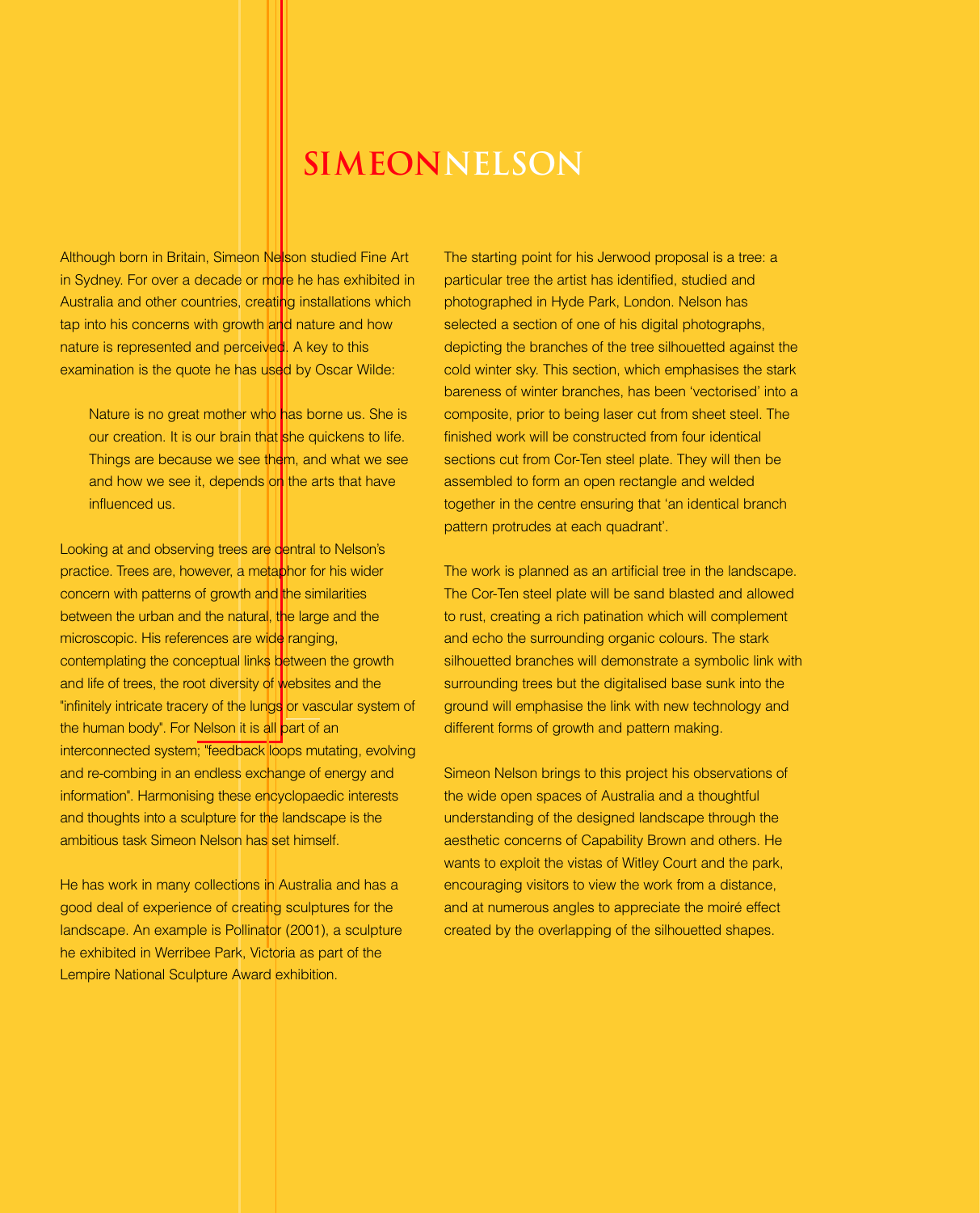# SIMEON NELSON

Although born in Britain, Simeon Nelson studied Fine Art in Sydney. For over a decade or more he has exhibited in Australia and other countries, creating installations which tap into his concerns with growth and nature and how nature is represented and perceived. A key to this examination is the quote he has used by Oscar Wilde:

> Nature is no great mother who has borne us. She is our creation. It is our brain that she quickens to life. Things are because we see them, and what we see and how we see it, depends on the arts that have influenced us.

Looking at and observing trees are central to Nelson's practice. Trees are, however, a metaphor for his wider concern with patterns of growth and the similarities between the urban and the natural, the large and the microscopic. His references are wide ranging, contemplating the conceptual links between the growth and life of trees, the root diversity of websites and the "infinitely intricate tracery of the lungs or vascular system of the human body". For Nelson it is all part of an interconnected system; "feedback loops mutating, evolving and re-combing in an endless exchange of energy and information". Harmonising these encyclopaedic interests and thoughts into a sculpture for the landscape is the ambitious task Simeon Nelson has set himself.

He has work in many collections in Australia and has a good deal of experience of creating sculptures for the landscape. An example is Pollinator (2001), a sculpture he exhibited in Werribee Park, Victoria as part of the Lempire National Sculpture Award exhibition.

The starting point for his Jerwood proposal is a tree: a particular tree the artist has identified, studied and photographed in Hyde Park, London. Nelson has selected a section of one of his digital photographs, depicting the branches of the tree silhouetted against the cold winter sky. This section, which emphasises the stark bareness of winter branches, has been 'vectorised' into a composite, prior to being laser cut from sheet steel. The finished work will be constructed from four identical sections cut from Cor-Ten steel plate. They will then be assembled to form an open rectangle and welded together in the centre ensuring that 'an identical branch pattern protrudes at each quadrant'.

The work is planned as an artificial tree in the landscape. The Cor-Ten steel plate will be sand blasted and allowed to rust, creating a rich patination which will complement and echo the surrounding organic colours. The stark silhouetted branches will demonstrate a symbolic link with surrounding trees but the digitalised base sunk into the ground will emphasise the link with new technology and different forms of growth and pattern making.

Simeon Nelson brings to this project his observations of the wide open spaces of Australia and a thoughtful understanding of the designed landscape through the aesthetic concerns of Capability Brown and others. He wants to exploit the vistas of Witley Court and the park, encouraging visitors to view the work from a distance, and at numerous angles to appreciate the moiré effect created by the overlapping of the silhouetted shapes.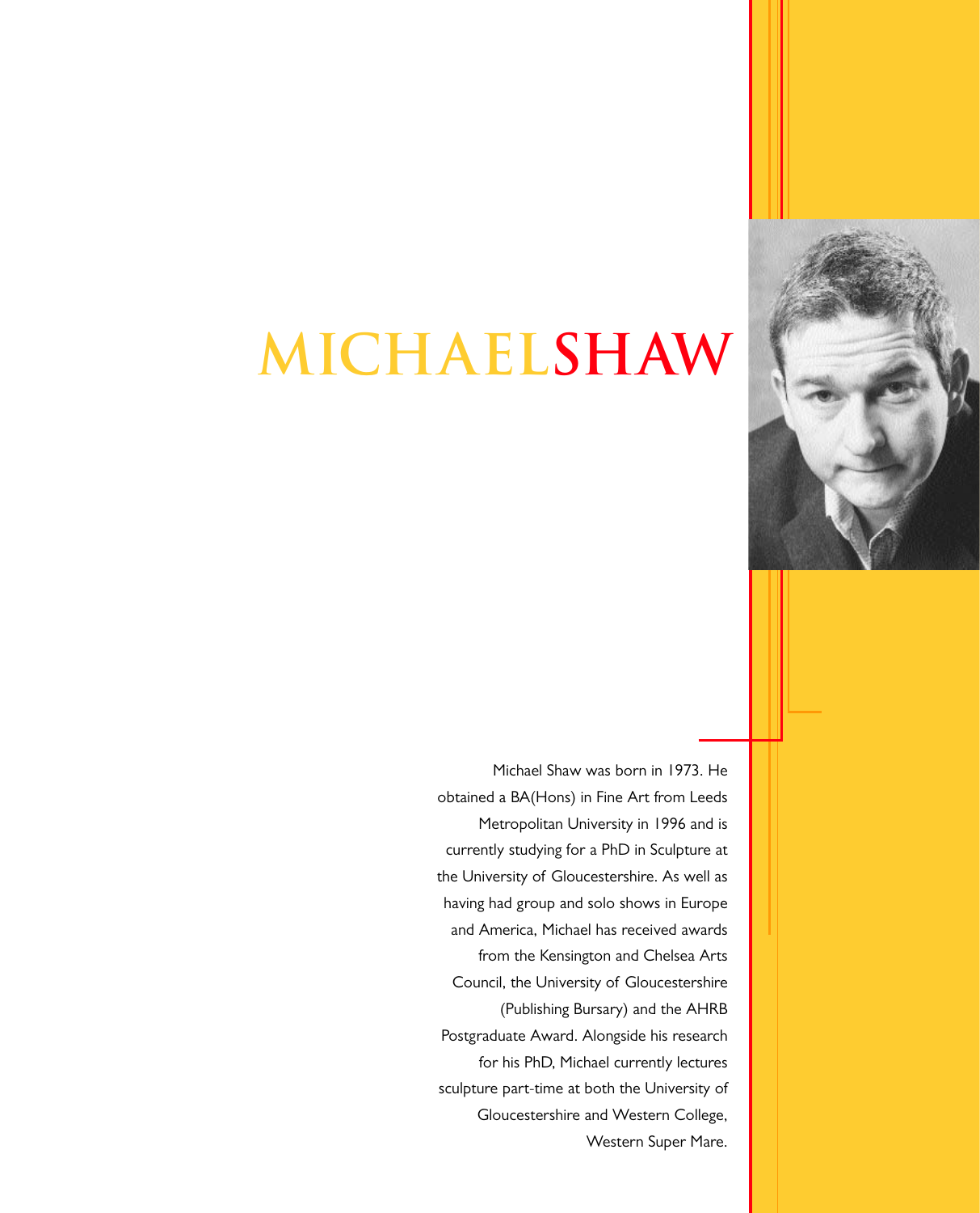# MICHAELSHAW

Michael Shaw was born in 1973. He obtained a BA(Hons) in Fine Art from Leeds Metropolitan University in 1996 and is currently studying for a PhD in Sculpture at the University of Gloucestershire. As well as having had group and solo shows in Europe and America, Michael has received awards from the Kensington and Chelsea Arts Council, the University of Gloucestershire (Publishing Bursary) and the AHRB Postgraduate Award. Alongside his research for his PhD, Michael currently lectures sculpture part-time at both the University of Gloucestershire and Western College, Western Super Mare.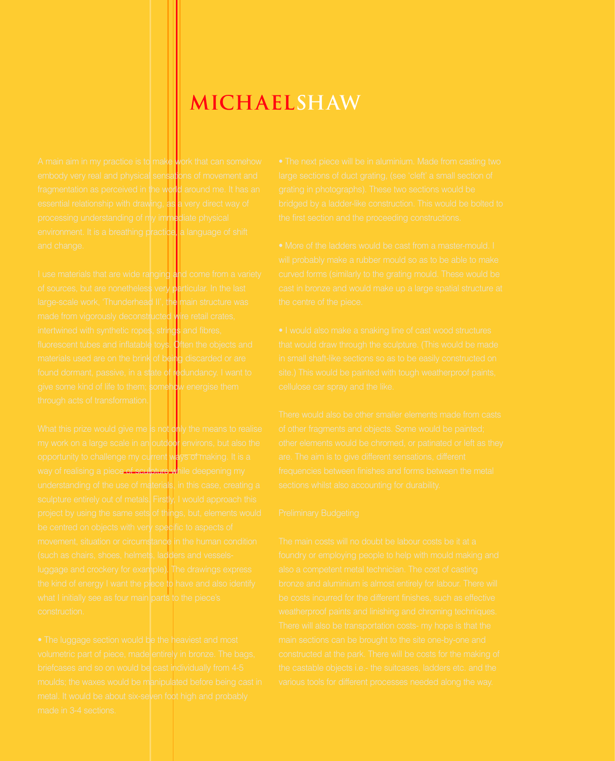# MICHAELSHAW

A main aim in my practice is to make work that can somehow embody very real and physical sensations of movement and fragmentation as perceived in the world around me. It has an essential relationship with drawing, as a very direct way of processing understanding of my immediate physical environment. It is a breathing practice, a language of shift and change.

I use materials that are wide ranging and come from a variety of sources, but are nonetheless very particular. In the last large-scale work, 'Thunderhead II', the main structure was made from vigorously deconstructed wire retail crates, intertwined with synthetic ropes, strings and fibres, fluorescent tubes and inflatable toys. Often the objects and materials used are on the brink of being discarded or are found dormant, passive, in a state of redundancy. I want to give some kind of life to them; somehow energise them through acts of transformation.

What this prize would give me is not only the means to realise my work on a large scale in an outdoor environs, but also the opportunity to challenge my current ways of making. It is a way of realising a piece of sculpture while deepening my understanding of the use of materials, in this case, creating a sculpture entirely out of metals. Firstly, I would approach this project by using the same sets of things, but, elements would be centred on objects with very specific to aspects of movement, situation or circumstance in the human condition (such as chairs, shoes, helmets, ladders and vessels- luggage and crockery for example). The drawings express the kind of energy I want the piece to have and also identify what I initially see as four main parts to the piece's construction.

- The luggage section would be the heaviest and most volumetric part of piece, made entirely in bronze. The bags, briefcases and so on would be cast individually from 4-5 moulds; the waxes would be manipulated before being cast in metal. It would be about six-seven foot high and probably made in 3-4 sections.

- The next piece will be in aluminium. Made from casting two large sections of duct grating, (see 'cleft' a small section of grating in photographs). These two sections would be bridged by a ladder-like construction. This would be bolted to the first section and the proceeding constructions.

- More of the ladders would be cast from a master-mould. I will probably make a rubber mould so as to be able to make curved forms (similarly to the grating mould. These would be cast in bronze and would make up a large spatial structure at the centre of the piece.

- I would also make a snaking line of cast wood structures that would draw through the sculpture. (This would be made in small shaft-like sections so as to be easily constructed on site.) This would be painted with tough weatherproof paints, cellulose car spray and the like.

There would also be other smaller elements made from casts of other fragments and objects. Some would be painted; other elements would be chromed, or patinated or left as they are. The aim is to give different sensations, different frequencies between finishes and forms between the metal sections whilst also accounting for durability.

Preliminary Budgeting

The main costs will no doubt be labour costs be it at a foundry or employing people to help with mould making and also a competent metal technician. The cost of casting bronze and aluminium is almost entirely for labour. There will be costs incurred for the different finishes, such as effective weatherproof paints and finishing and chroming techniques. There will also be transportation costs- my hope is that the main sections can be brought to the site one-by-one and constructed at the park. There will be costs for the making of the castable objects i.e.- the suitcases, ladders etc. and the various tools for different processes needed along the way.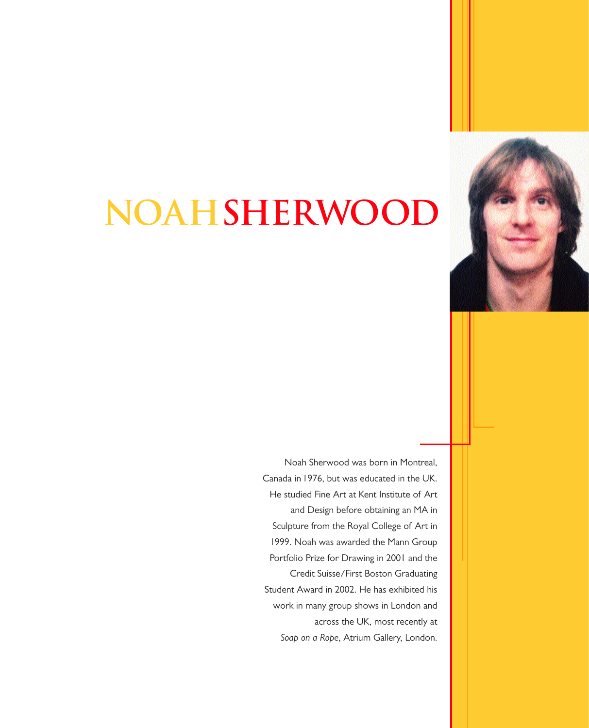# NOAH SHERWOOD

Noah Sherwood was born in Montreal, Canada in 1976, but was educated in the UK. He studied Fine Art at Kent Institute of Art and Design before obtaining an MA in Sculpture from the Royal College of Art in 1999. Noah was awarded the Mann Group Portfolio Prize for Drawing in 2001 and the Credit Suisse/First Boston Graduating Student Award in 2002. He has exhibited his work in many group shows in London and across the UK, most recently at *Soap on a Rope*, Atrium Gallery, London.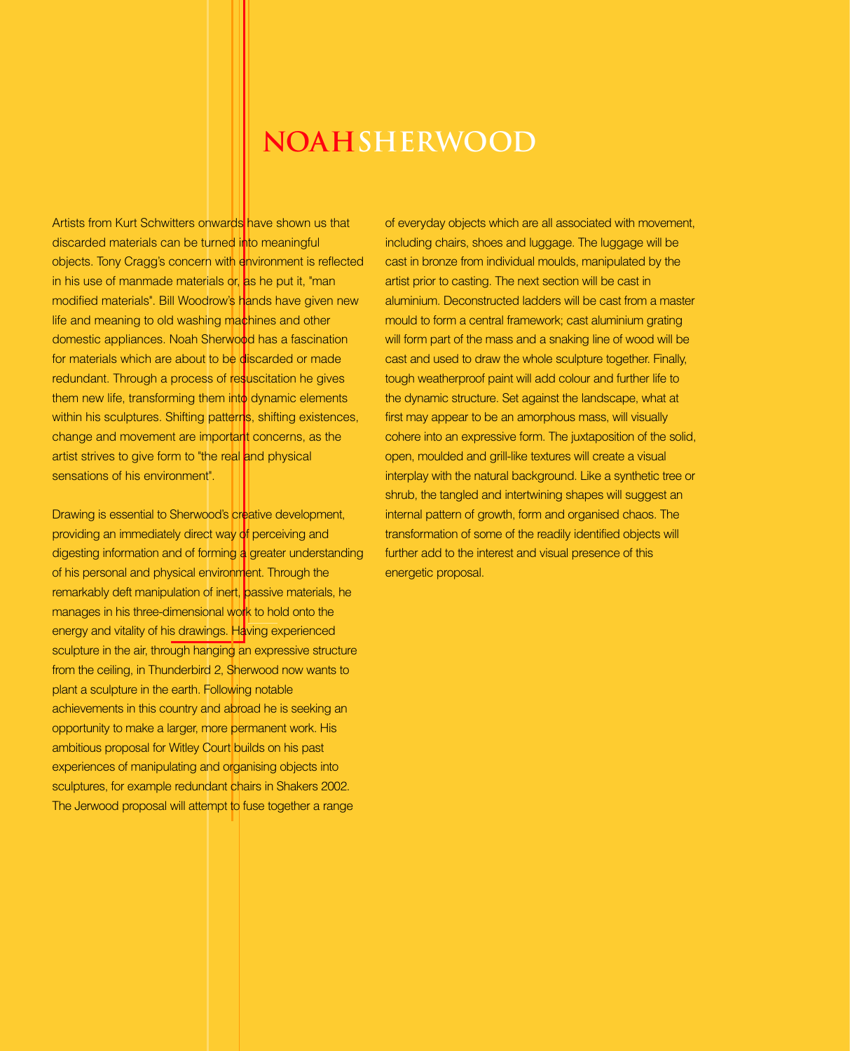# NOAH SHERWOOD

Artists from Kurt Schwitters onwards have shown us that discarded materials can be turned into meaningful objects. Tony Cragg's concern with environment is reflected in his use of manmade materials or, as he put it, "man modified materials". Bill Woodrow's hands have given new life and meaning to old washing machines and other domestic appliances. Noah Sherwood has a fascination for materials which are about to be discarded or made redundant. Through a process of resuscitation he gives them new life, transforming them into dynamic elements within his sculptures. Shifting patterns, shifting existences, change and movement are important concerns, as the artist strives to give form to "the real and physical sensations of his environment".

Drawing is essential to Sherwood's creative development, providing an immediately direct way of perceiving and digesting information and of forming a greater understanding of his personal and physical environment. Through the remarkably deft manipulation of inert, passive materials, he manages in his three-dimensional work to hold onto the energy and vitality of his drawings. Having experienced sculpture in the air, through hanging an expressive structure from the ceiling, in Thunderbird 2, Sherwood now wants to plant a sculpture in the earth. Following notable achievements in this country and abroad he is seeking an opportunity to make a larger, more permanent work. His ambitious proposal for Witley Court builds on his past experiences of manipulating and organising objects into sculptures, for example redundant chairs in Shakers 2002. The Jerwood proposal will attempt to fuse together a range of everyday objects which are all associated with movement, including chairs, shoes and luggage. The luggage will be cast in bronze from individual moulds, manipulated by the artist prior to casting. The next section will be cast in aluminium. Deconstructed ladders will be cast from a master mould to form a central framework; cast aluminium grating will form part of the mass and a snaking line of wood will be cast and used to draw the whole sculpture together. Finally, tough weatherproof paint will add colour and further life to the dynamic structure. Set against the landscape, what at first may appear to be an amorphous mass, will visually cohere into an expressive form. The juxtaposition of the solid, open, moulded and grill-like textures will create a visual interplay with the natural background. Like a synthetic tree or shrub, the tangled and intertwining shapes will suggest an internal pattern of growth, form and organised chaos. The transformation of some of the readily identified objects will further add to the interest and visual presence of this energetic proposal.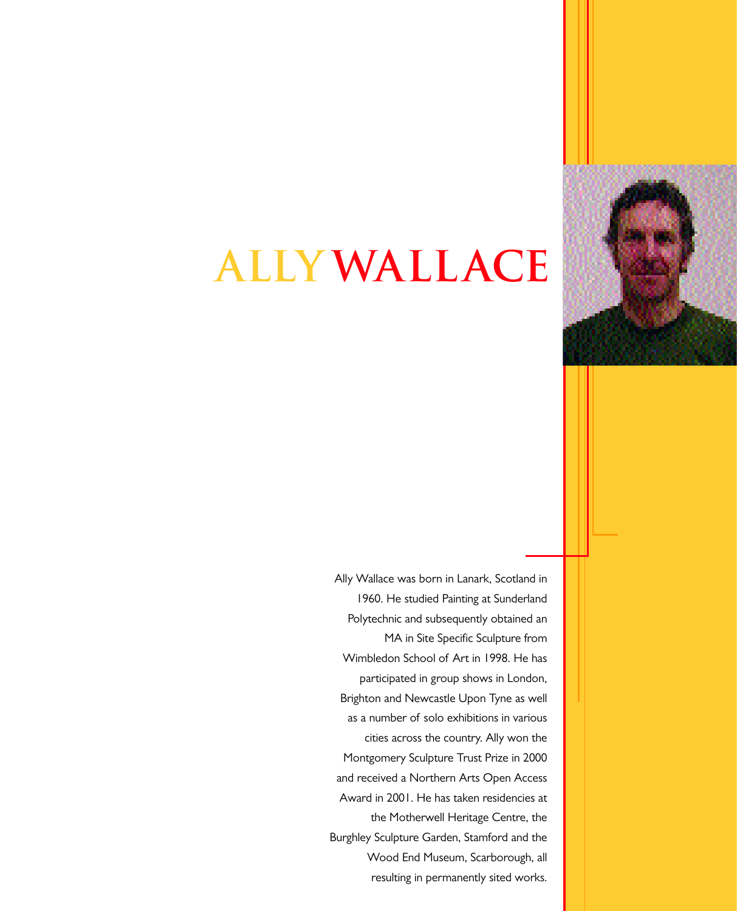# ALLY WALLACE

Ally Wallace was born in Lanark, Scotland in 1960. He studied Painting at Sunderland Polytechnic and subsequently obtained an MA in Site Specific Sculpture from Wimbledon School of Art in 1998. He has participated in group shows in London, Brighton and Newcastle Upon Tyne as well as a number of solo exhibitions in various cities across the country. Ally won the Montgomery Sculpture Trust Prize in 2000 and received a Northern Arts Open Access Award in 2001. He has taken residencies at the Motherwell Heritage Centre, the Burghley Sculpture Garden, Stamford and the Wood End Museum, Scarborough, all resulting in permanently sited works.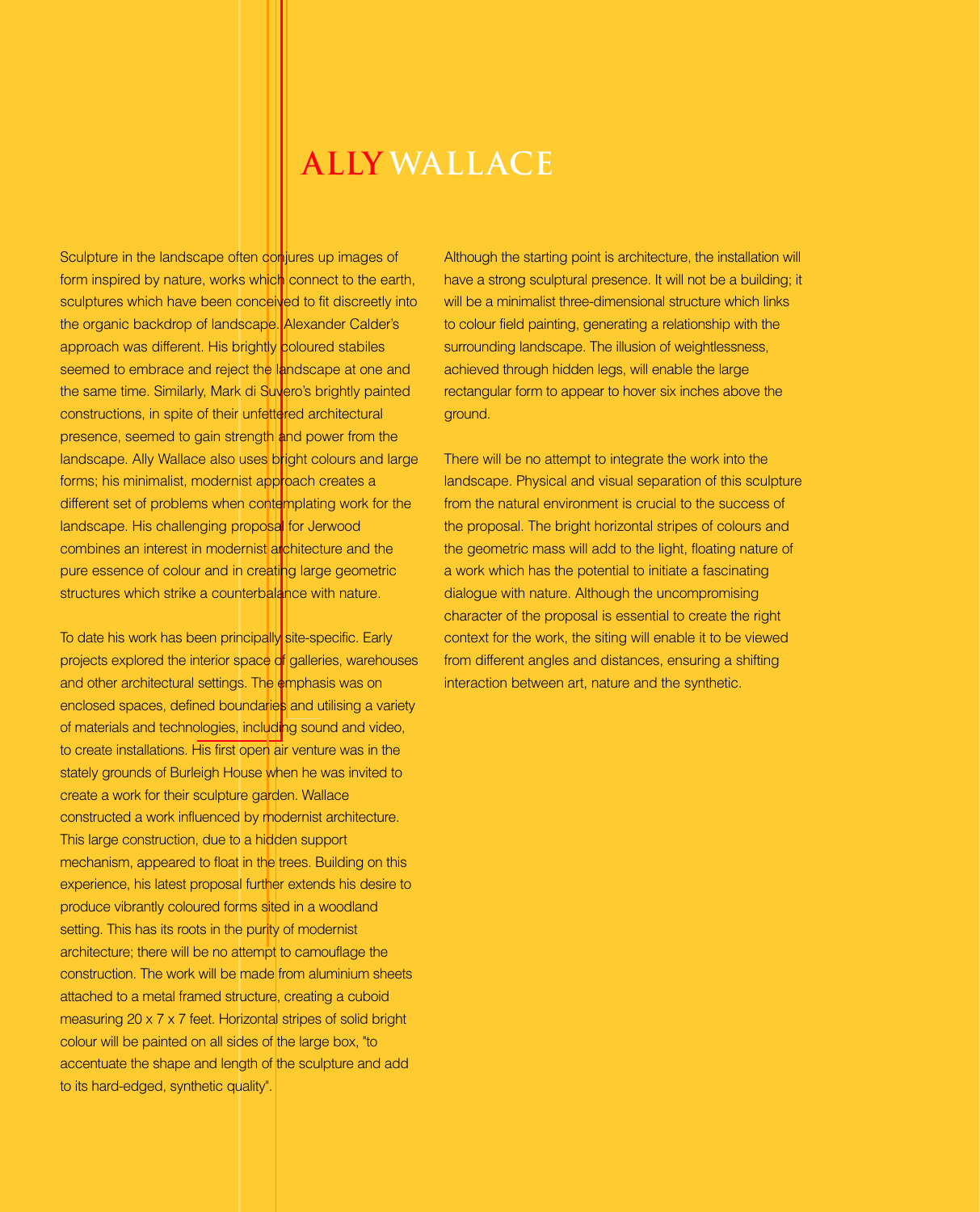# ALLY WALLACE

Sculpture in the landscape often conjures up images of form inspired by nature, works which connect to the earth, sculptures which have been conceived to fit discreetly into the organic backdrop of landscape. Alexander Calder's approach was different. His brightly coloured stabiles seemed to embrace and reject the landscape at one and the same time. Similarly, Mark di Suvero's brightly painted constructions, in spite of their unfettered architectural presence, seemed to gain strength and power from the landscape. Ally Wallace also uses bright colours and large forms; his minimalist, modernist approach creates a different set of problems when contemplating work for the landscape. His challenging proposal for Jerwood combines an interest in modernist architecture and the pure essence of colour and in creating large geometric structures which strike a counterbalance with nature.

To date his work has been principally site-specific. Early projects explored the interior space of galleries, warehouses and other architectural settings. The emphasis was on enclosed spaces, defined boundaries and utilising a variety of materials and technologies, including sound and video, to create installations. His first open air venture was in the stately grounds of Burleigh House when he was invited to create a work for their sculpture garden. Wallace constructed a work influenced by modernist architecture. This large construction, due to a hidden support mechanism, appeared to float in the trees. Building on this experience, his latest proposal further extends his desire to produce vibrantly coloured forms sited in a woodland setting. This has its roots in the purity of modernist architecture; there will be no attempt to camouflage the construction. The work will be made from aluminium sheets attached to a metal framed structure, creating a cuboid measuring 20 x 7 x 7 feet. Horizontal stripes of solid bright colour will be painted on all sides of the large box, "to accentuate the shape and length of the sculpture and add to its hard-edged, synthetic quality".

Although the starting point is architecture, the installation will have a strong sculptural presence. It will not be a building; it will be a minimalist three-dimensional structure which links to colour field painting, generating a relationship with the surrounding landscape. The illusion of weightlessness, achieved through hidden legs, will enable the large rectangular form to appear to hover six inches above the ground.

There will be no attempt to integrate the work into the landscape. Physical and visual separation of this sculpture from the natural environment is crucial to the success of the proposal. The bright horizontal stripes of colours and the geometric mass will add to the light, floating nature of a work which has the potential to initiate a fascinating dialogue with nature. Although the uncompromising character of the proposal is essential to create the right context for the work, the siting will enable it to be viewed from different angles and distances, ensuring a shifting interaction between art, nature and the synthetic.